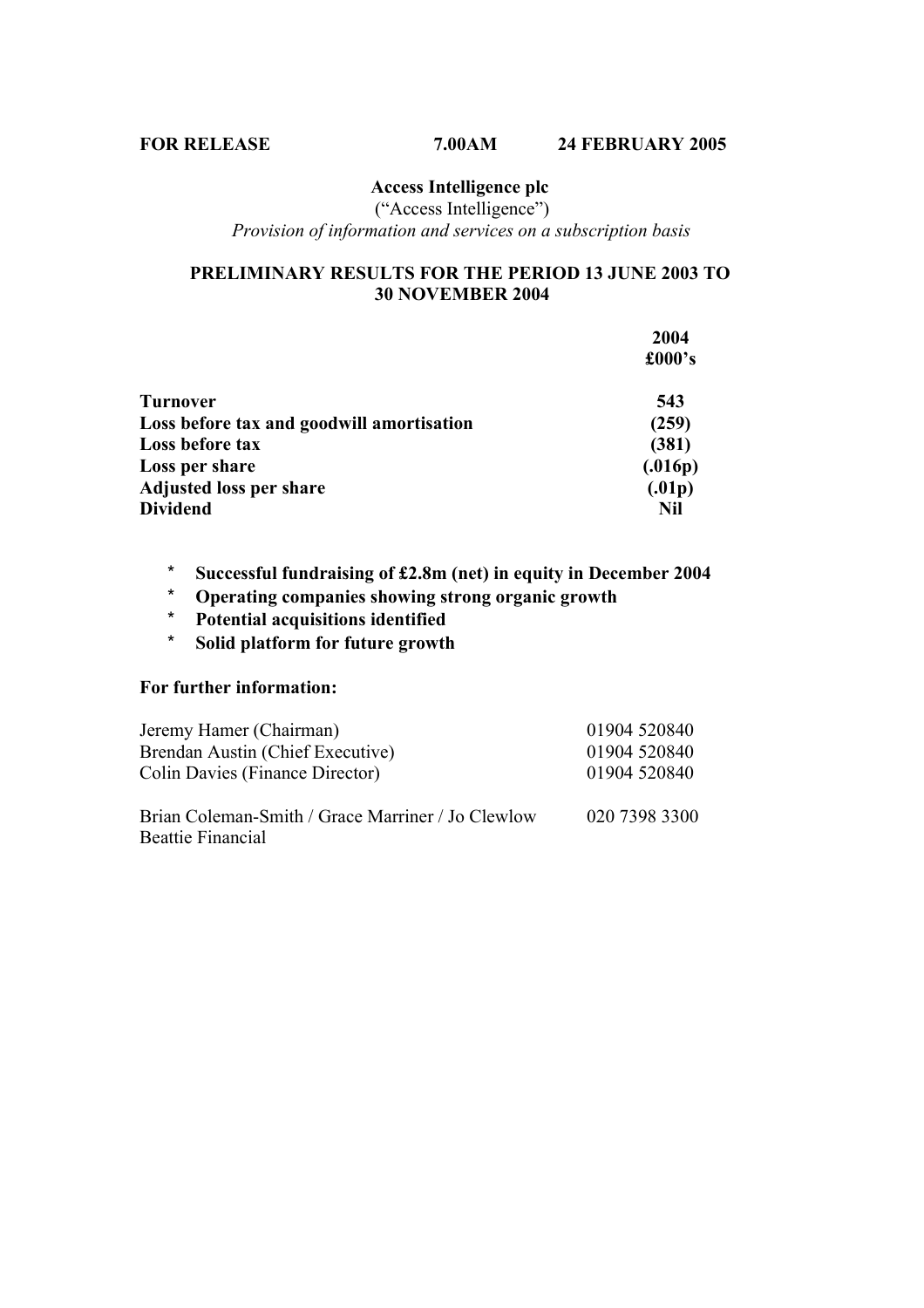**FOR RELEASE 7.00AM 24 FEBRUARY 2005**

**Access Intelligence plc**
("Access Intelligence")
*Provision of information and services on a subscription basis*

**PRELIMINARY RESULTS FOR THE PERIOD 13 JUNE 2003 TO 30 NOVEMBER 2004**

| | **2004** |
|---|---|
| | **£000's** |
| **Turnover** | **543** |
| **Loss before tax and goodwill amortisation** | **(259)** |
| **Loss before tax** | **(381)** |
| **Loss per share** | **(.016p)** |
| **Adjusted loss per share** | **(.01p)** |
| **Dividend** | **Nil** |

- **Successful fundraising of £2.8m (net) in equity in December 2004**
- **Operating companies showing strong organic growth**
- **Potential acquisitions identified**
- **Solid platform for future growth**

**For further information:**

| | |
|---|---|
| Jeremy Hamer (Chairman) | 01904 520840 |
| Brendan Austin (Chief Executive) | 01904 520840 |
| Colin Davies (Finance Director) | 01904 520840 |
| Brian Coleman-Smith / Grace Marriner / Jo Clewlow<br>Beattie Financial | 020 7398 3300 |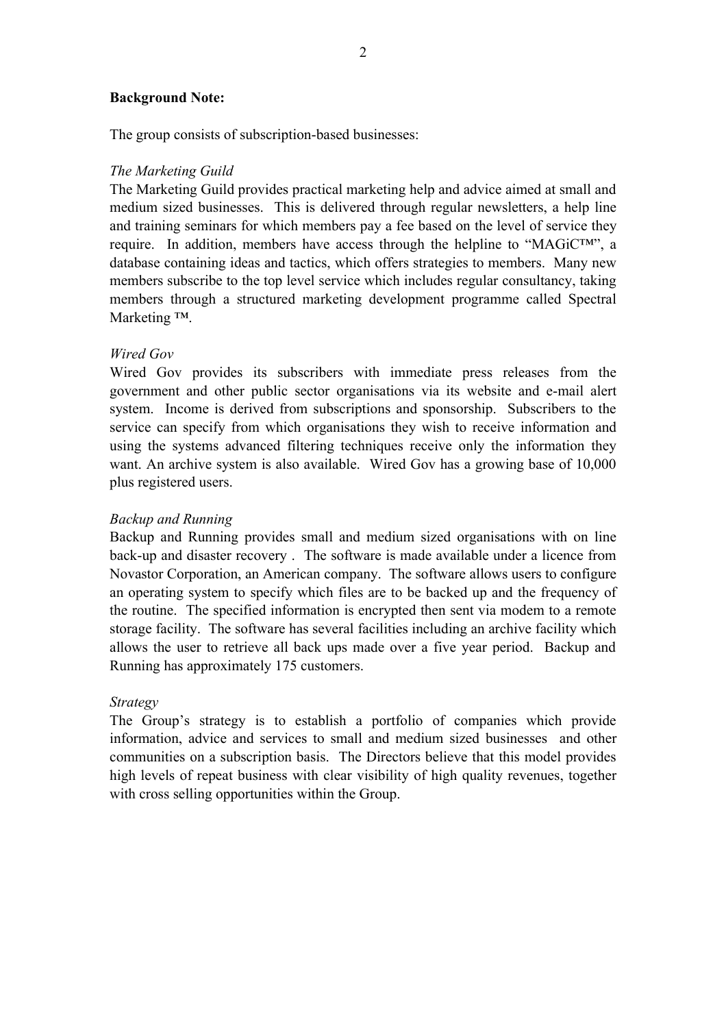**Background Note:**

The group consists of subscription-based businesses:

*The Marketing Guild*
The Marketing Guild provides practical marketing help and advice aimed at small and medium sized businesses. This is delivered through regular newsletters, a help line and training seminars for which members pay a fee based on the level of service they require. In addition, members have access through the helpline to "MAGiC™", a database containing ideas and tactics, which offers strategies to members. Many new members subscribe to the top level service which includes regular consultancy, taking members through a structured marketing development programme called Spectral Marketing ™.

*Wired Gov*
Wired Gov provides its subscribers with immediate press releases from the government and other public sector organisations via its website and e-mail alert system. Income is derived from subscriptions and sponsorship. Subscribers to the service can specify from which organisations they wish to receive information and using the systems advanced filtering techniques receive only the information they want. An archive system is also available. Wired Gov has a growing base of 10,000 plus registered users.

*Backup and Running*
Backup and Running provides small and medium sized organisations with on line back-up and disaster recovery . The software is made available under a licence from Novastor Corporation, an American company. The software allows users to configure an operating system to specify which files are to be backed up and the frequency of the routine. The specified information is encrypted then sent via modem to a remote storage facility. The software has several facilities including an archive facility which allows the user to retrieve all back ups made over a five year period. Backup and Running has approximately 175 customers.

*Strategy*
The Group's strategy is to establish a portfolio of companies which provide information, advice and services to small and medium sized businesses and other communities on a subscription basis. The Directors believe that this model provides high levels of repeat business with clear visibility of high quality revenues, together with cross selling opportunities within the Group.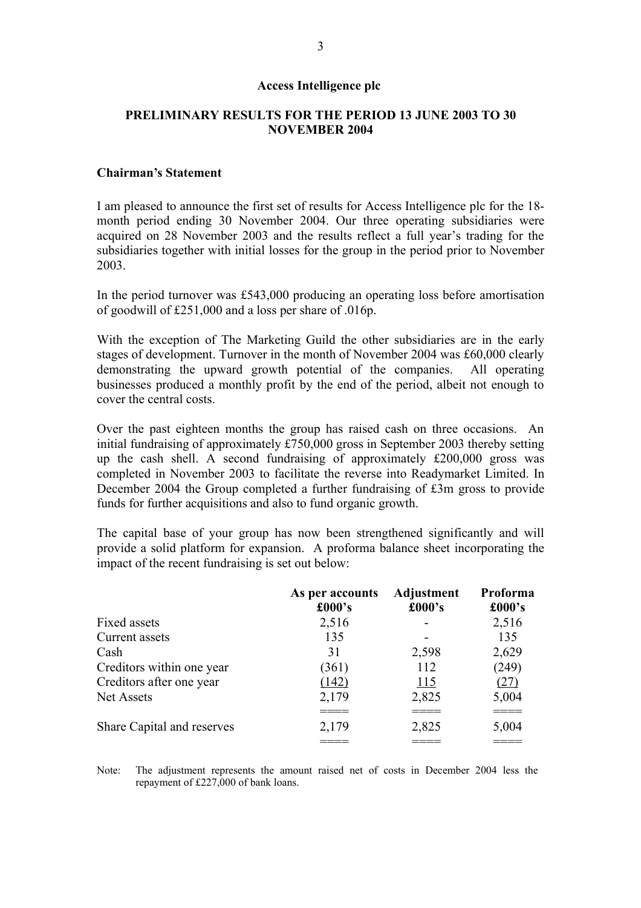**Access Intelligence plc**

**PRELIMINARY RESULTS FOR THE PERIOD 13 JUNE 2003 TO 30 NOVEMBER 2004**

**Chairman's Statement**

I am pleased to announce the first set of results for Access Intelligence plc for the 18-month period ending 30 November 2004. Our three operating subsidiaries were acquired on 28 November 2003 and the results reflect a full year's trading for the subsidiaries together with initial losses for the group in the period prior to November 2003.

In the period turnover was £543,000 producing an operating loss before amortisation of goodwill of £251,000 and a loss per share of .016p.

With the exception of The Marketing Guild the other subsidiaries are in the early stages of development. Turnover in the month of November 2004 was £60,000 clearly demonstrating the upward growth potential of the companies. All operating businesses produced a monthly profit by the end of the period, albeit not enough to cover the central costs.

Over the past eighteen months the group has raised cash on three occasions. An initial fundraising of approximately £750,000 gross in September 2003 thereby setting up the cash shell. A second fundraising of approximately £200,000 gross was completed in November 2003 to facilitate the reverse into Readymarket Limited. In December 2004 the Group completed a further fundraising of £3m gross to provide funds for further acquisitions and also to fund organic growth.

The capital base of your group has now been strengthened significantly and will provide a solid platform for expansion. A proforma balance sheet incorporating the impact of the recent fundraising is set out below:

| | As per accounts £000's | Adjustment £000's | Proforma £000's |
|---|---|---|---|
| Fixed assets | 2,516 | - | 2,516 |
| Current assets | 135 | - | 135 |
| Cash | 31 | 2,598 | 2,629 |
| Creditors within one year | (361) | 112 | (249) |
| Creditors after one year | (142) | 115 | (27) |
| Net Assets | 2,179 | 2,825 | 5,004 |
| Share Capital and reserves | 2,179 | 2,825 | 5,004 |

Note: The adjustment represents the amount raised net of costs in December 2004 less the repayment of £227,000 of bank loans.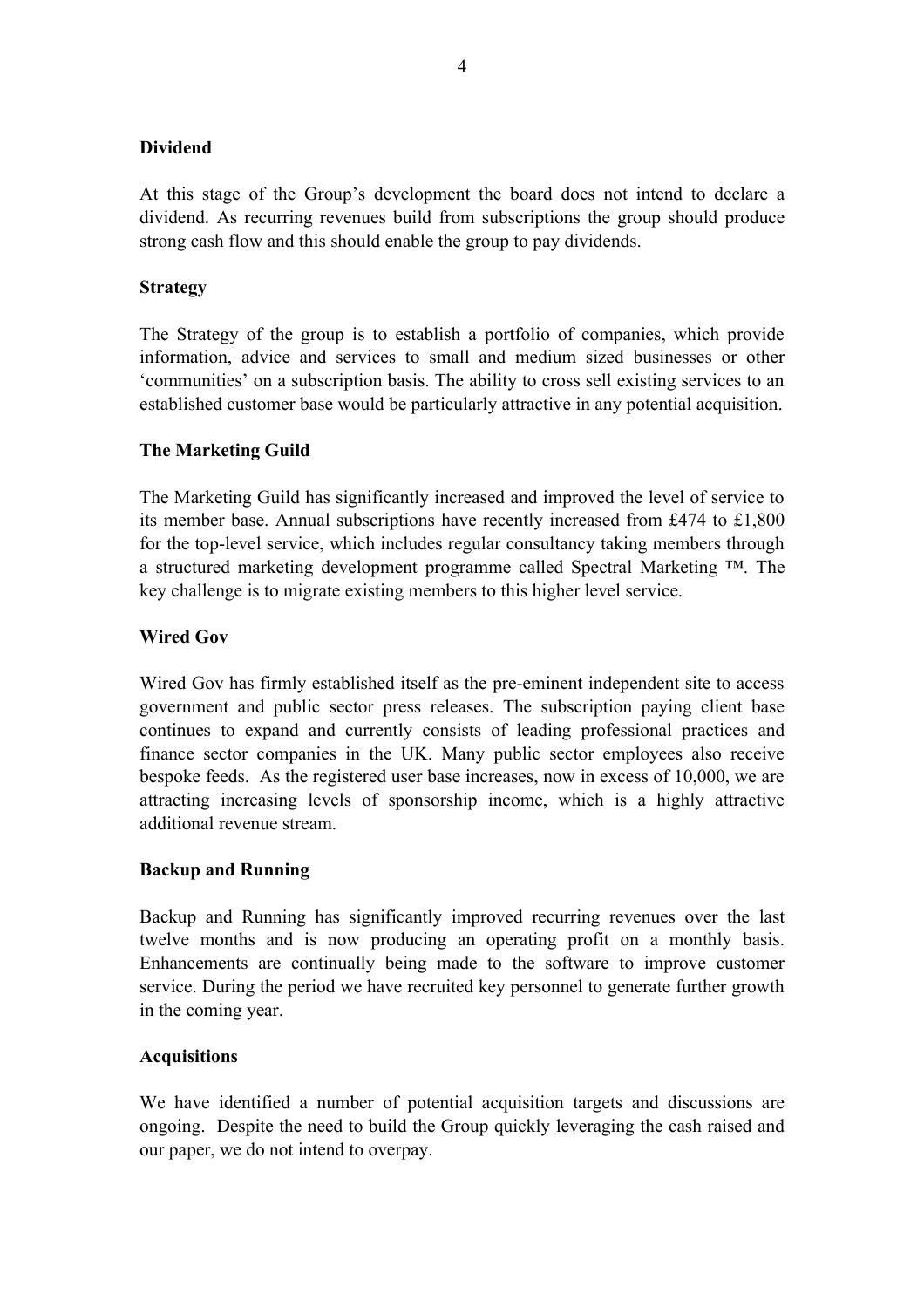### Dividend

At this stage of the Group's development the board does not intend to declare a dividend. As recurring revenues build from subscriptions the group should produce strong cash flow and this should enable the group to pay dividends.

### Strategy

The Strategy of the group is to establish a portfolio of companies, which provide information, advice and services to small and medium sized businesses or other 'communities' on a subscription basis. The ability to cross sell existing services to an established customer base would be particularly attractive in any potential acquisition.

### The Marketing Guild

The Marketing Guild has significantly increased and improved the level of service to its member base. Annual subscriptions have recently increased from £474 to £1,800 for the top-level service, which includes regular consultancy taking members through a structured marketing development programme called Spectral Marketing ™. The key challenge is to migrate existing members to this higher level service.

### Wired Gov

Wired Gov has firmly established itself as the pre-eminent independent site to access government and public sector press releases. The subscription paying client base continues to expand and currently consists of leading professional practices and finance sector companies in the UK. Many public sector employees also receive bespoke feeds. As the registered user base increases, now in excess of 10,000, we are attracting increasing levels of sponsorship income, which is a highly attractive additional revenue stream.

### Backup and Running

Backup and Running has significantly improved recurring revenues over the last twelve months and is now producing an operating profit on a monthly basis. Enhancements are continually being made to the software to improve customer service. During the period we have recruited key personnel to generate further growth in the coming year.

### Acquisitions

We have identified a number of potential acquisition targets and discussions are ongoing. Despite the need to build the Group quickly leveraging the cash raised and our paper, we do not intend to overpay.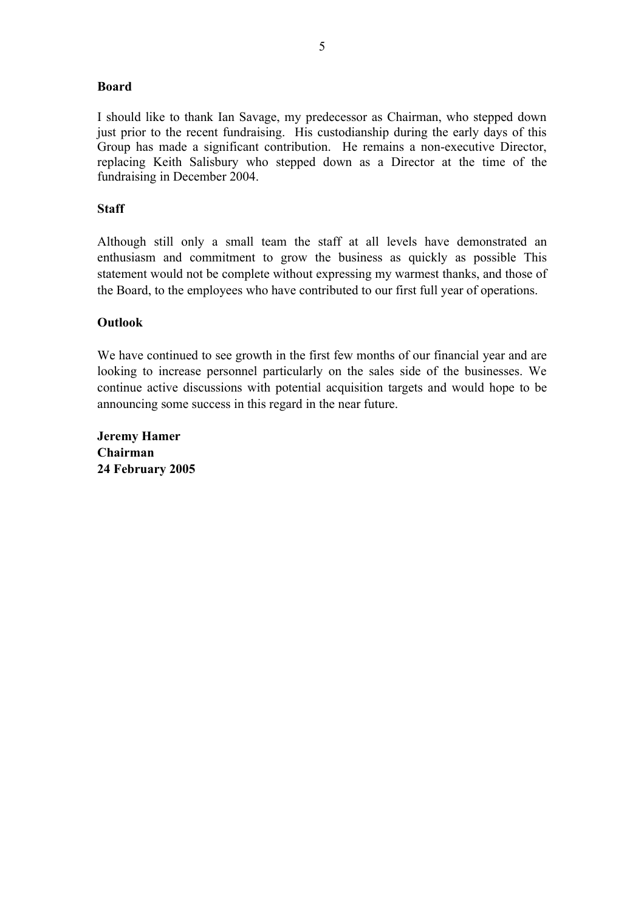**Board**

I should like to thank Ian Savage, my predecessor as Chairman, who stepped down just prior to the recent fundraising. His custodianship during the early days of this Group has made a significant contribution. He remains a non-executive Director, replacing Keith Salisbury who stepped down as a Director at the time of the fundraising in December 2004.

**Staff**

Although still only a small team the staff at all levels have demonstrated an enthusiasm and commitment to grow the business as quickly as possible This statement would not be complete without expressing my warmest thanks, and those of the Board, to the employees who have contributed to our first full year of operations.

**Outlook**

We have continued to see growth in the first few months of our financial year and are looking to increase personnel particularly on the sales side of the businesses. We continue active discussions with potential acquisition targets and would hope to be announcing some success in this regard in the near future.

**Jeremy Hamer**
**Chairman**
**24 February 2005**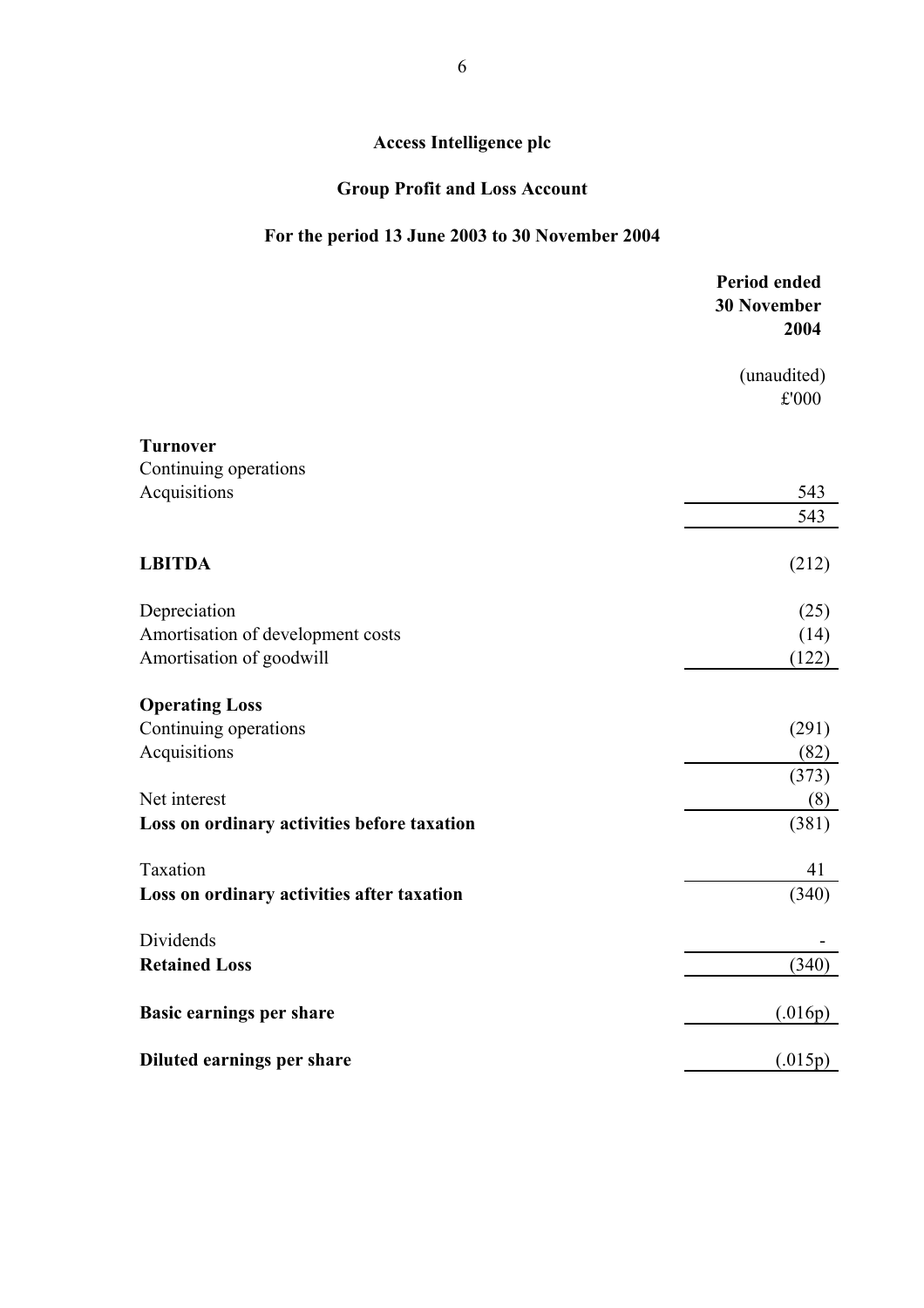# Access Intelligence plc

## Group Profit and Loss Account

## For the period 13 June 2003 to 30 November 2004

| | Period ended 30 November 2004 |
|---|---|
| | (unaudited) £'000 |
| **Turnover** | |
| Continuing operations | |
| Acquisitions | 543 |
| | 543 |
| **LBITDA** | (212) |
| Depreciation | (25) |
| Amortisation of development costs | (14) |
| Amortisation of goodwill | (122) |
| **Operating Loss** | |
| Continuing operations | (291) |
| Acquisitions | (82) |
| | (373) |
| Net interest | (8) |
| **Loss on ordinary activities before taxation** | (381) |
| Taxation | 41 |
| **Loss on ordinary activities after taxation** | (340) |
| Dividends | - |
| **Retained Loss** | (340) |
| **Basic earnings per share** | (.016p) |
| **Diluted earnings per share** | (.015p) |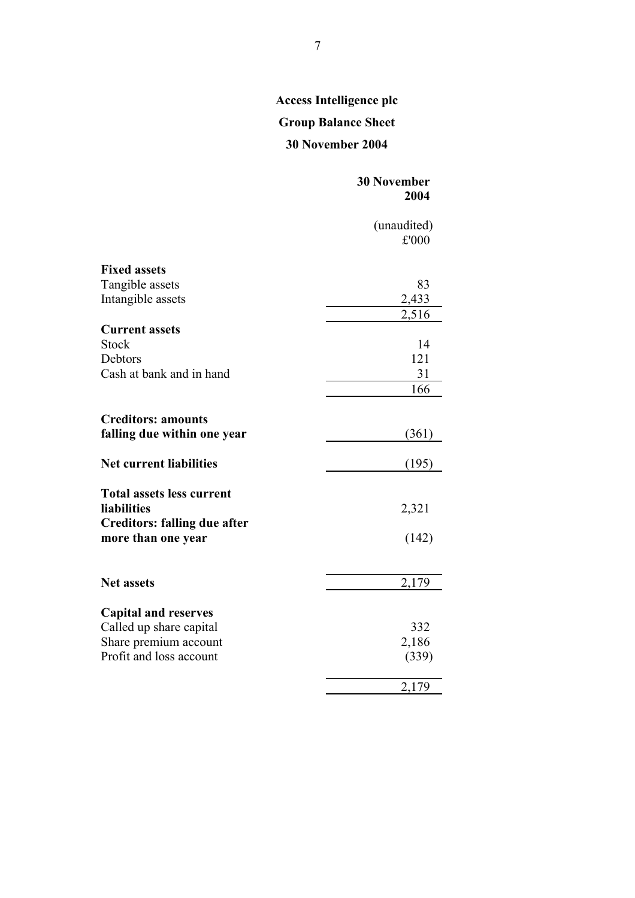# Access Intelligence plc

## Group Balance Sheet

## 30 November 2004

| | 30 November 2004 |
|---|---|
| | (unaudited) £'000 |
| **Fixed assets** | |
| Tangible assets | 83 |
| Intangible assets | 2,433 |
| | 2,516 |
| **Current assets** | |
| Stock | 14 |
| Debtors | 121 |
| Cash at bank and in hand | 31 |
| | 166 |
| **Creditors: amounts falling due within one year** | (361) |
| **Net current liabilities** | (195) |
| **Total assets less current liabilities** | 2,321 |
| **Creditors: falling due after more than one year** | (142) |
| **Net assets** | 2,179 |
| **Capital and reserves** | |
| Called up share capital | 332 |
| Share premium account | 2,186 |
| Profit and loss account | (339) |
| | 2,179 |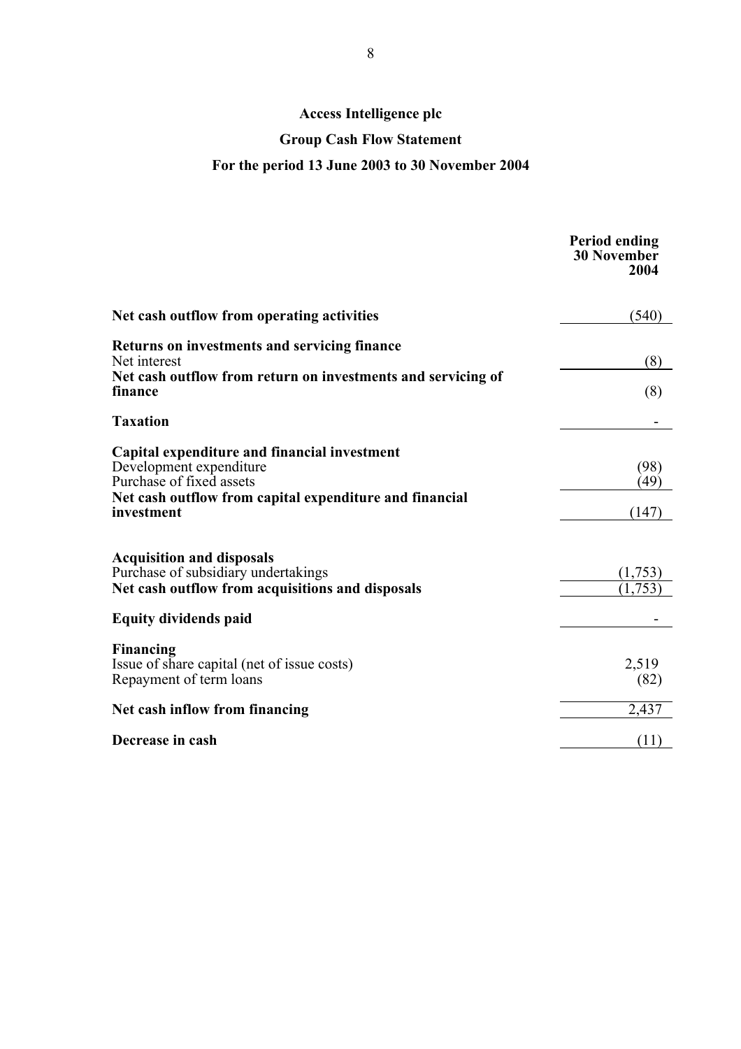# Access Intelligence plc

## Group Cash Flow Statement

### For the period 13 June 2003 to 30 November 2004

| | Period ending 30 November 2004 |
|---|---|
| **Net cash outflow from operating activities** | (540) |
| **Returns on investments and servicing finance** | |
| Net interest | (8) |
| **Net cash outflow from return on investments and servicing of finance** | (8) |
| **Taxation** | - |
| **Capital expenditure and financial investment** | |
| Development expenditure | (98) |
| Purchase of fixed assets | (49) |
| **Net cash outflow from capital expenditure and financial investment** | (147) |
| **Acquisition and disposals** | |
| Purchase of subsidiary undertakings | (1,753) |
| **Net cash outflow from acquisitions and disposals** | (1,753) |
| **Equity dividends paid** | - |
| **Financing** | |
| Issue of share capital (net of issue costs) | 2,519 |
| Repayment of term loans | (82) |
| **Net cash inflow from financing** | 2,437 |
| **Decrease in cash** | (11) |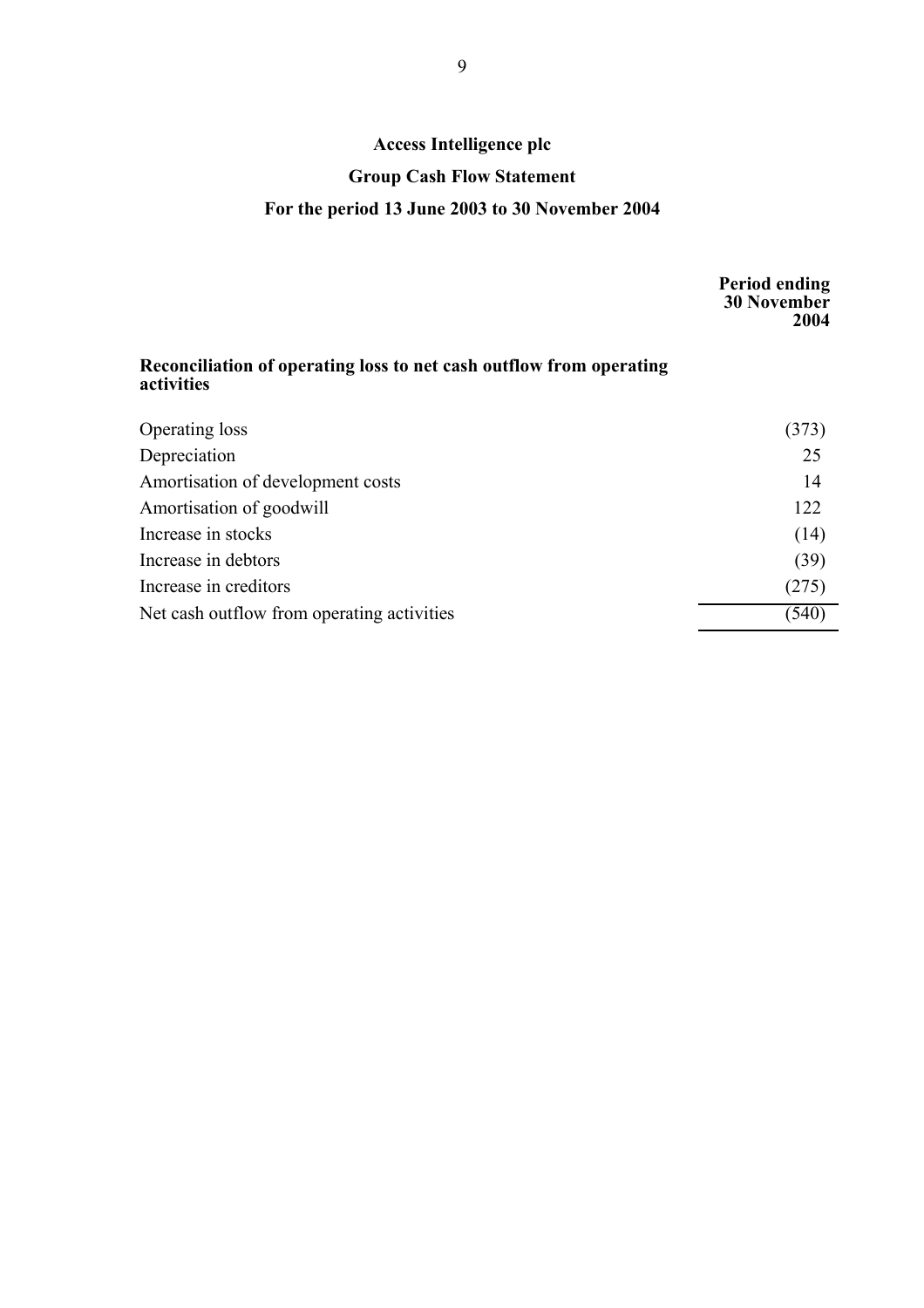# Access Intelligence plc

## Group Cash Flow Statement

## For the period 13 June 2003 to 30 November 2004

| | Period ending 30 November 2004 |
|---|---|
| **Reconciliation of operating loss to net cash outflow from operating activities** | |
| Operating loss | (373) |
| Depreciation | 25 |
| Amortisation of development costs | 14 |
| Amortisation of goodwill | 122 |
| Increase in stocks | (14) |
| Increase in debtors | (39) |
| Increase in creditors | (275) |
| Net cash outflow from operating activities | (540) |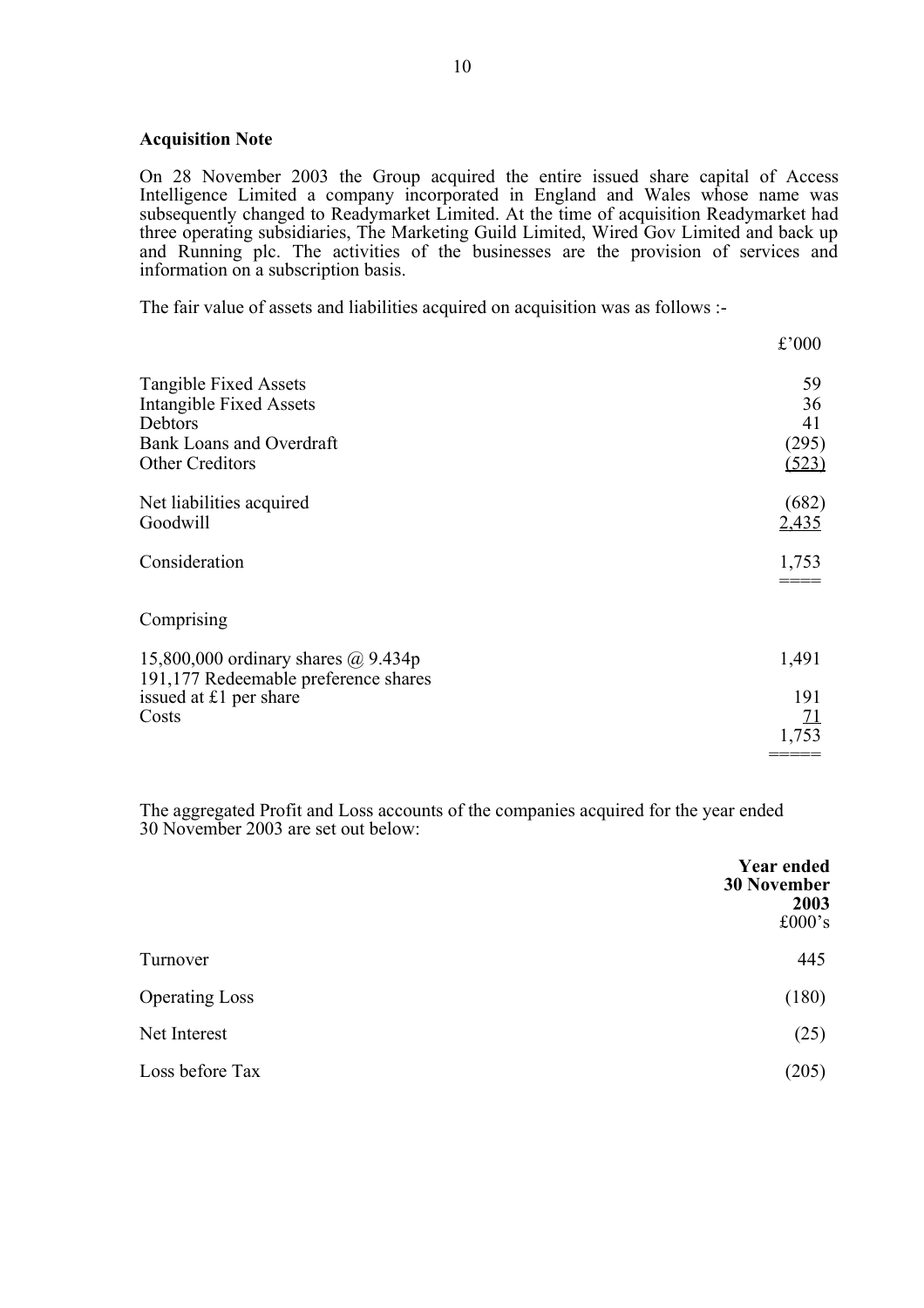**Acquisition Note**

On 28 November 2003 the Group acquired the entire issued share capital of Access Intelligence Limited a company incorporated in England and Wales whose name was subsequently changed to Readymarket Limited. At the time of acquisition Readymarket had three operating subsidiaries, The Marketing Guild Limited, Wired Gov Limited and back up and Running plc. The activities of the businesses are the provision of services and information on a subscription basis.

The fair value of assets and liabilities acquired on acquisition was as follows :-

| | £'000 |
|---|---|
| Tangible Fixed Assets | 59 |
| Intangible Fixed Assets | 36 |
| Debtors | 41 |
| Bank Loans and Overdraft | (295) |
| Other Creditors | (523) |
| Net liabilities acquired | (682) |
| Goodwill | 2,435 |
| Consideration | 1,753 |
| Comprising | |
| 15,800,000 ordinary shares @ 9.434p | 1,491 |
| 191,177 Redeemable preference shares issued at £1 per share | 191 |
| Costs | 71 |
| | 1,753 |

The aggregated Profit and Loss accounts of the companies acquired for the year ended 30 November 2003 are set out below:

| | **Year ended 30 November 2003** £000's |
|---|---|
| Turnover | 445 |
| Operating Loss | (180) |
| Net Interest | (25) |
| Loss before Tax | (205) |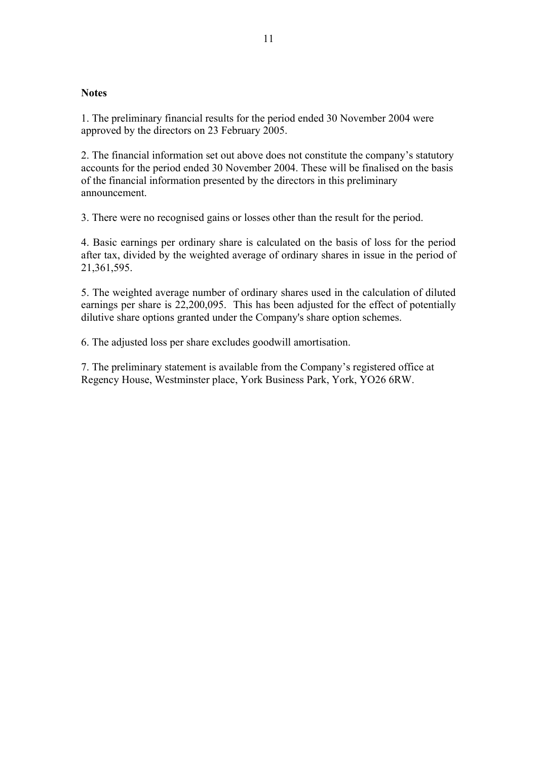**Notes**

1. The preliminary financial results for the period ended 30 November 2004 were approved by the directors on 23 February 2005.

2. The financial information set out above does not constitute the company's statutory accounts for the period ended 30 November 2004. These will be finalised on the basis of the financial information presented by the directors in this preliminary announcement.

3. There were no recognised gains or losses other than the result for the period.

4. Basic earnings per ordinary share is calculated on the basis of loss for the period after tax, divided by the weighted average of ordinary shares in issue in the period of 21,361,595.

5. The weighted average number of ordinary shares used in the calculation of diluted earnings per share is 22,200,095. This has been adjusted for the effect of potentially dilutive share options granted under the Company's share option schemes.

6. The adjusted loss per share excludes goodwill amortisation.

7. The preliminary statement is available from the Company's registered office at Regency House, Westminster place, York Business Park, York, YO26 6RW.